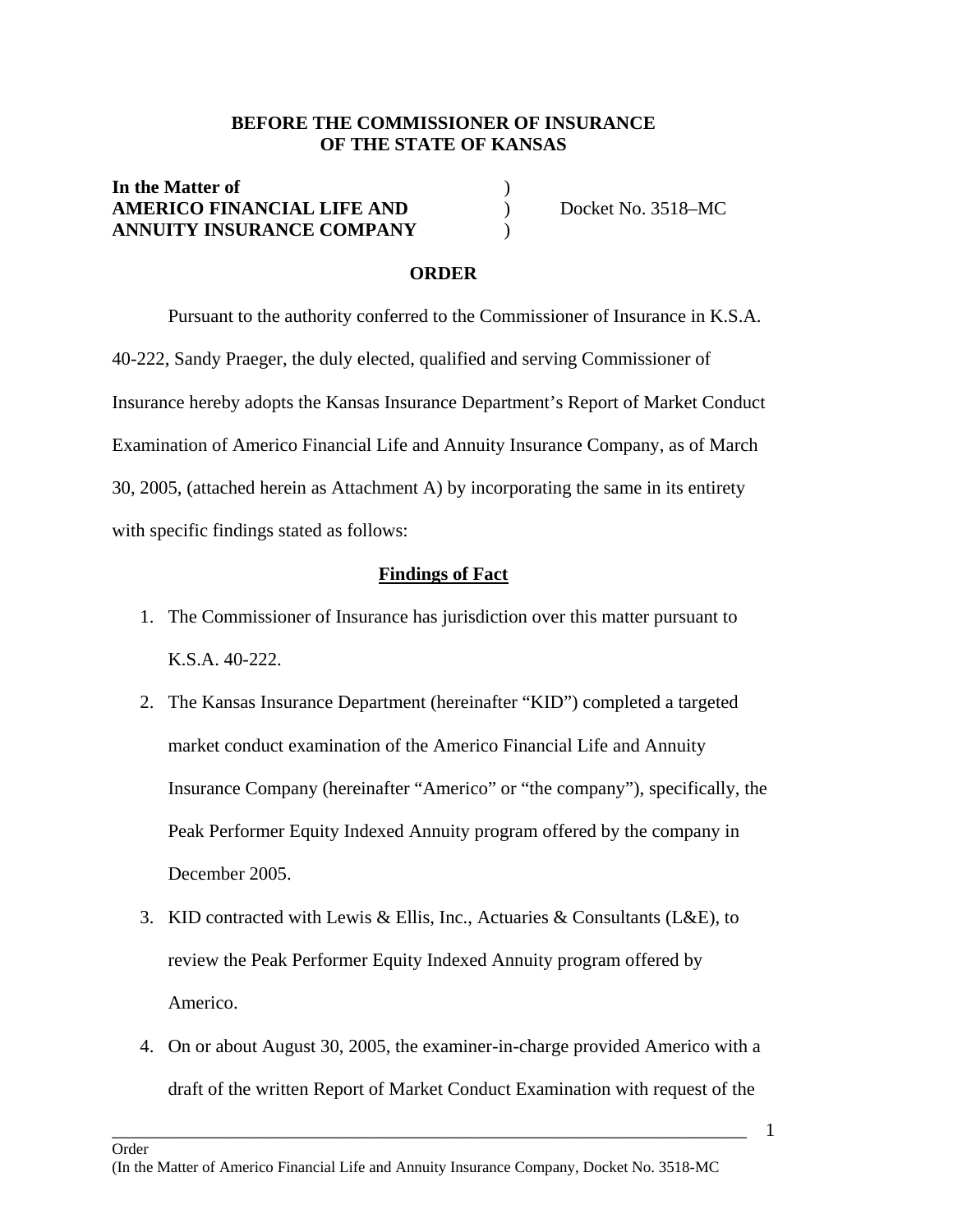**BEFORE THE COMMISSIONER OF INSURANCE**
**OF THE STATE OF KANSAS**

| | | |
|---|---|---|
| **In the Matter of** | ) | |
| **AMERICO FINANCIAL LIFE AND** | ) | Docket No. 3518–MC |
| **ANNUITY INSURANCE COMPANY** | ) | |

**ORDER**

Pursuant to the authority conferred to the Commissioner of Insurance in K.S.A. 40-222, Sandy Praeger, the duly elected, qualified and serving Commissioner of Insurance hereby adopts the Kansas Insurance Department's Report of Market Conduct Examination of Americo Financial Life and Annuity Insurance Company, as of March 30, 2005, (attached herein as Attachment A) by incorporating the same in its entirety with specific findings stated as follows:

**Findings of Fact**

1. The Commissioner of Insurance has jurisdiction over this matter pursuant to K.S.A. 40-222.
2. The Kansas Insurance Department (hereinafter "KID") completed a targeted market conduct examination of the Americo Financial Life and Annuity Insurance Company (hereinafter "Americo" or "the company"), specifically, the Peak Performer Equity Indexed Annuity program offered by the company in December 2005.
3. KID contracted with Lewis & Ellis, Inc., Actuaries & Consultants (L&E), to review the Peak Performer Equity Indexed Annuity program offered by Americo.
4. On or about August 30, 2005, the examiner-in-charge provided Americo with a draft of the written Report of Market Conduct Examination with request of the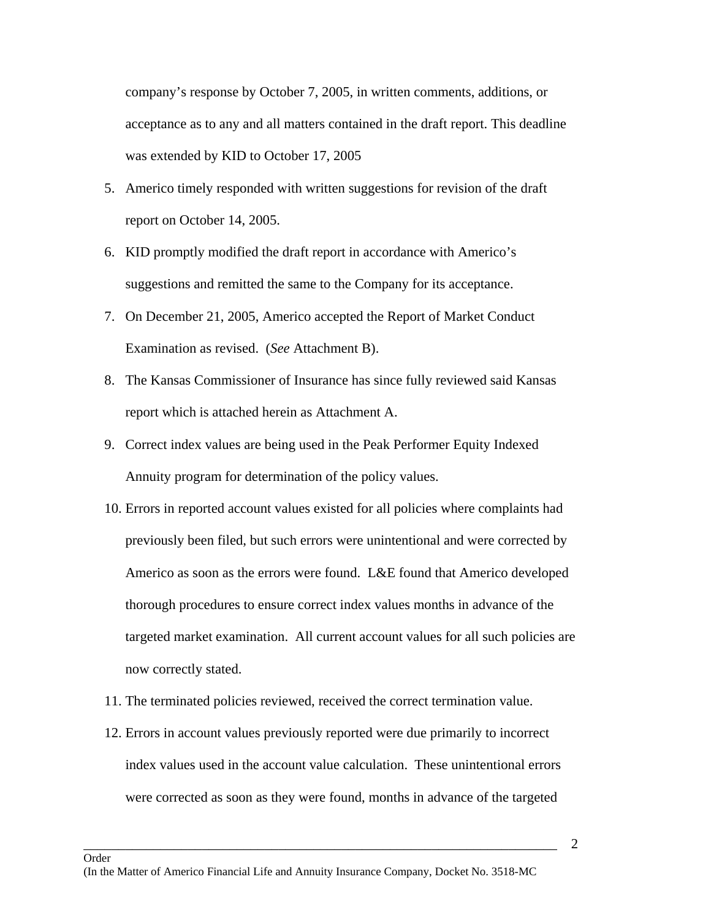company's response by October 7, 2005, in written comments, additions, or acceptance as to any and all matters contained in the draft report. This deadline was extended by KID to October 17, 2005

5. Americo timely responded with written suggestions for revision of the draft report on October 14, 2005.
6. KID promptly modified the draft report in accordance with Americo's suggestions and remitted the same to the Company for its acceptance.
7. On December 21, 2005, Americo accepted the Report of Market Conduct Examination as revised. (*See* Attachment B).
8. The Kansas Commissioner of Insurance has since fully reviewed said Kansas report which is attached herein as Attachment A.
9. Correct index values are being used in the Peak Performer Equity Indexed Annuity program for determination of the policy values.
10. Errors in reported account values existed for all policies where complaints had previously been filed, but such errors were unintentional and were corrected by Americo as soon as the errors were found. L&E found that Americo developed thorough procedures to ensure correct index values months in advance of the targeted market examination. All current account values for all such policies are now correctly stated.
11. The terminated policies reviewed, received the correct termination value.
12. Errors in account values previously reported were due primarily to incorrect index values used in the account value calculation. These unintentional errors were corrected as soon as they were found, months in advance of the targeted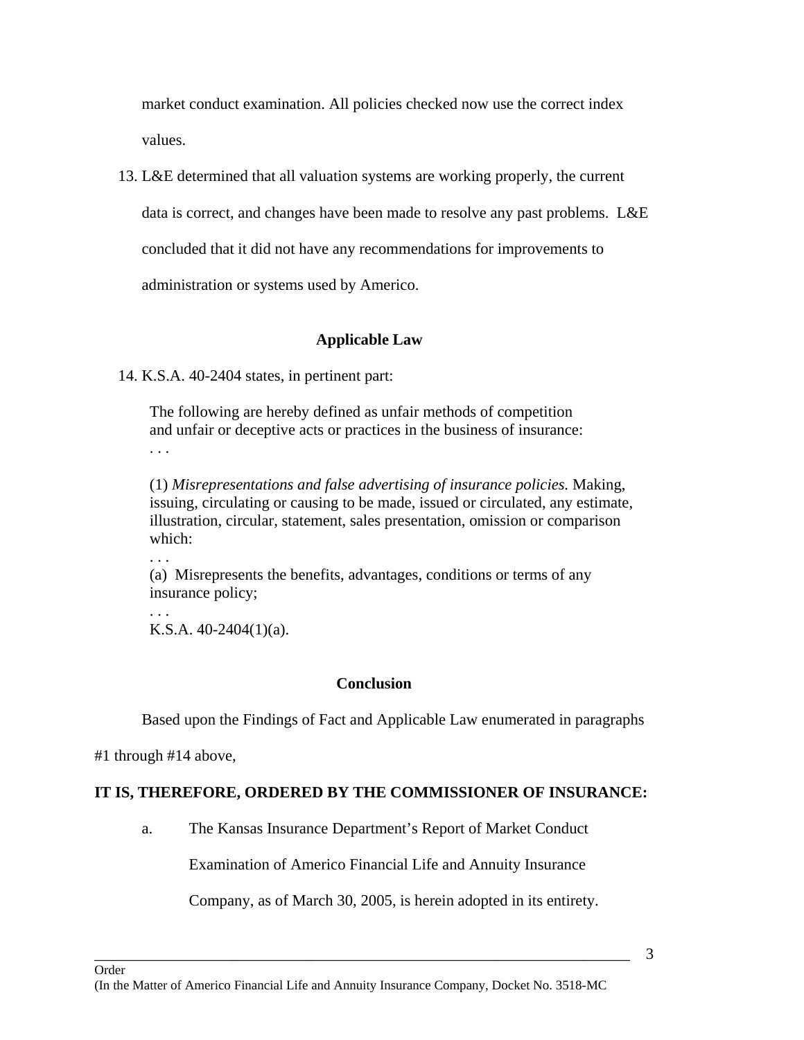market conduct examination. All policies checked now use the correct index values.

13. L&E determined that all valuation systems are working properly, the current data is correct, and changes have been made to resolve any past problems. L&E concluded that it did not have any recommendations for improvements to administration or systems used by Americo.

## Applicable Law

14. K.S.A. 40-2404 states, in pertinent part:

> The following are hereby defined as unfair methods of competition and unfair or deceptive acts or practices in the business of insurance:
> . . .
>
> (1) *Misrepresentations and false advertising of insurance policies.* Making, issuing, circulating or causing to be made, issued or circulated, any estimate, illustration, circular, statement, sales presentation, omission or comparison which:
> . . .
> (a) Misrepresents the benefits, advantages, conditions or terms of any insurance policy;
> . . .
> K.S.A. 40-2404(1)(a).

## Conclusion

Based upon the Findings of Fact and Applicable Law enumerated in paragraphs #1 through #14 above,

**IT IS, THEREFORE, ORDERED BY THE COMMISSIONER OF INSURANCE:**

a. The Kansas Insurance Department's Report of Market Conduct Examination of Americo Financial Life and Annuity Insurance Company, as of March 30, 2005, is herein adopted in its entirety.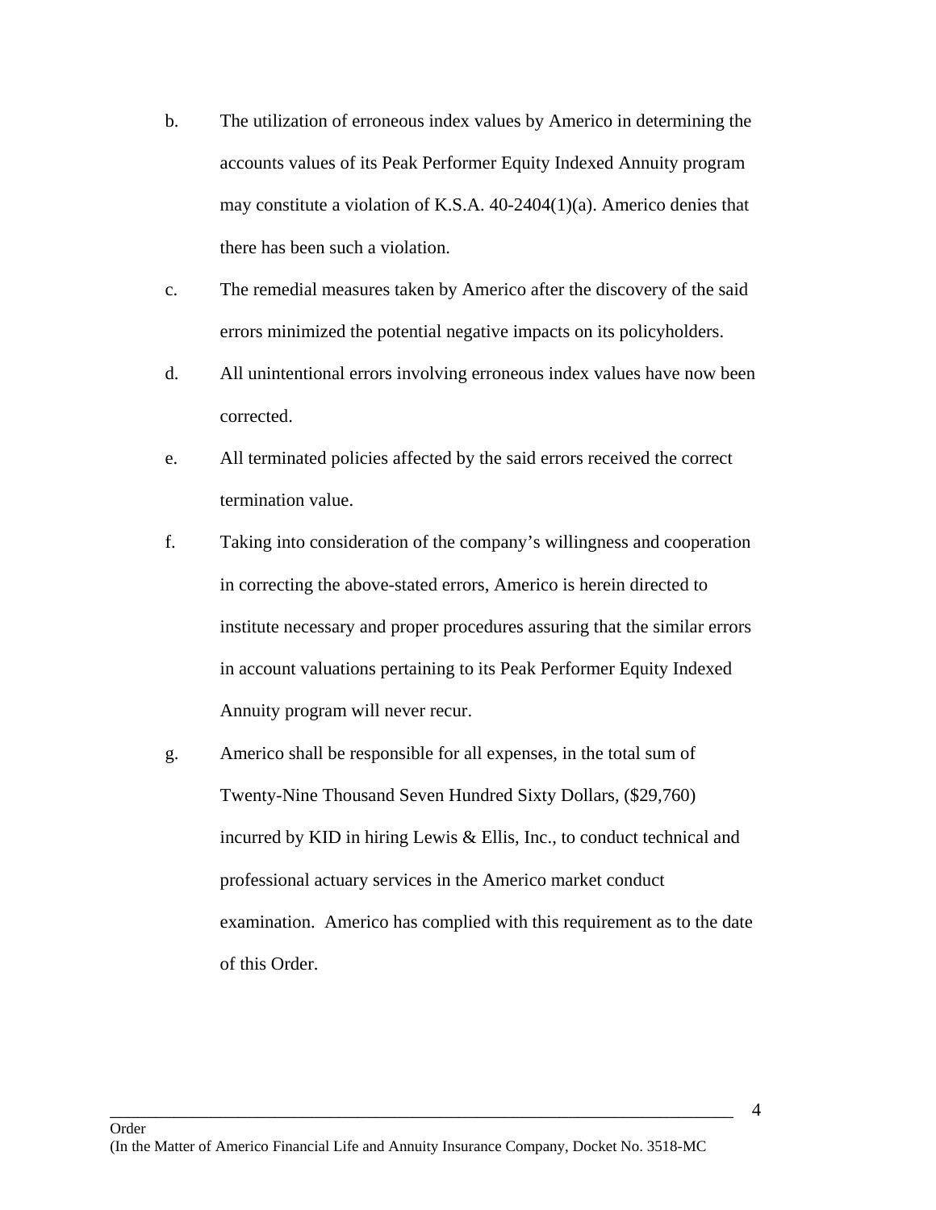b. The utilization of erroneous index values by Americo in determining the accounts values of its Peak Performer Equity Indexed Annuity program may constitute a violation of K.S.A. 40-2404(1)(a). Americo denies that there has been such a violation.

c. The remedial measures taken by Americo after the discovery of the said errors minimized the potential negative impacts on its policyholders.

d. All unintentional errors involving erroneous index values have now been corrected.

e. All terminated policies affected by the said errors received the correct termination value.

f. Taking into consideration of the company's willingness and cooperation in correcting the above-stated errors, Americo is herein directed to institute necessary and proper procedures assuring that the similar errors in account valuations pertaining to its Peak Performer Equity Indexed Annuity program will never recur.

g. Americo shall be responsible for all expenses, in the total sum of Twenty-Nine Thousand Seven Hundred Sixty Dollars, ($29,760) incurred by KID in hiring Lewis & Ellis, Inc., to conduct technical and professional actuary services in the Americo market conduct examination. Americo has complied with this requirement as to the date of this Order.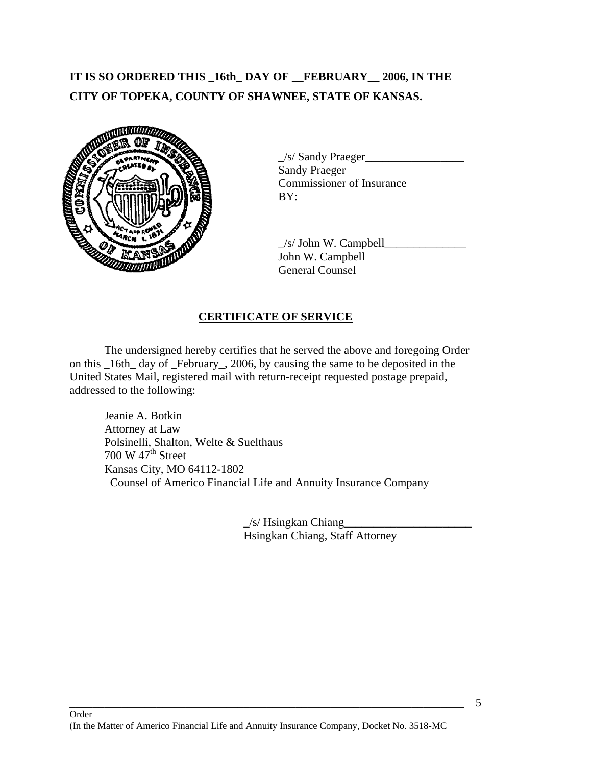**IT IS SO ORDERED THIS _16th_ DAY OF __FEBRUARY__ 2006, IN THE CITY OF TOPEKA, COUNTY OF SHAWNEE, STATE OF KANSAS.**

_/s/ Sandy Praeger_________________
Sandy Praeger
Commissioner of Insurance
BY:

_/s/ John W. Campbell______________
John W. Campbell
General Counsel

## CERTIFICATE OF SERVICE

The undersigned hereby certifies that he served the above and foregoing Order on this _16th_ day of _February_, 2006, by causing the same to be deposited in the United States Mail, registered mail with return-receipt requested postage prepaid, addressed to the following:

Jeanie A. Botkin
Attorney at Law
Polsinelli, Shalton, Welte & Suelthaus
700 W 47th Street
Kansas City, MO 64112-1802
Counsel of Americo Financial Life and Annuity Insurance Company

_/s/ Hsingkan Chiang______________________
Hsingkan Chiang, Staff Attorney

Order
(In the Matter of Americo Financial Life and Annuity Insurance Company, Docket No. 3518-MC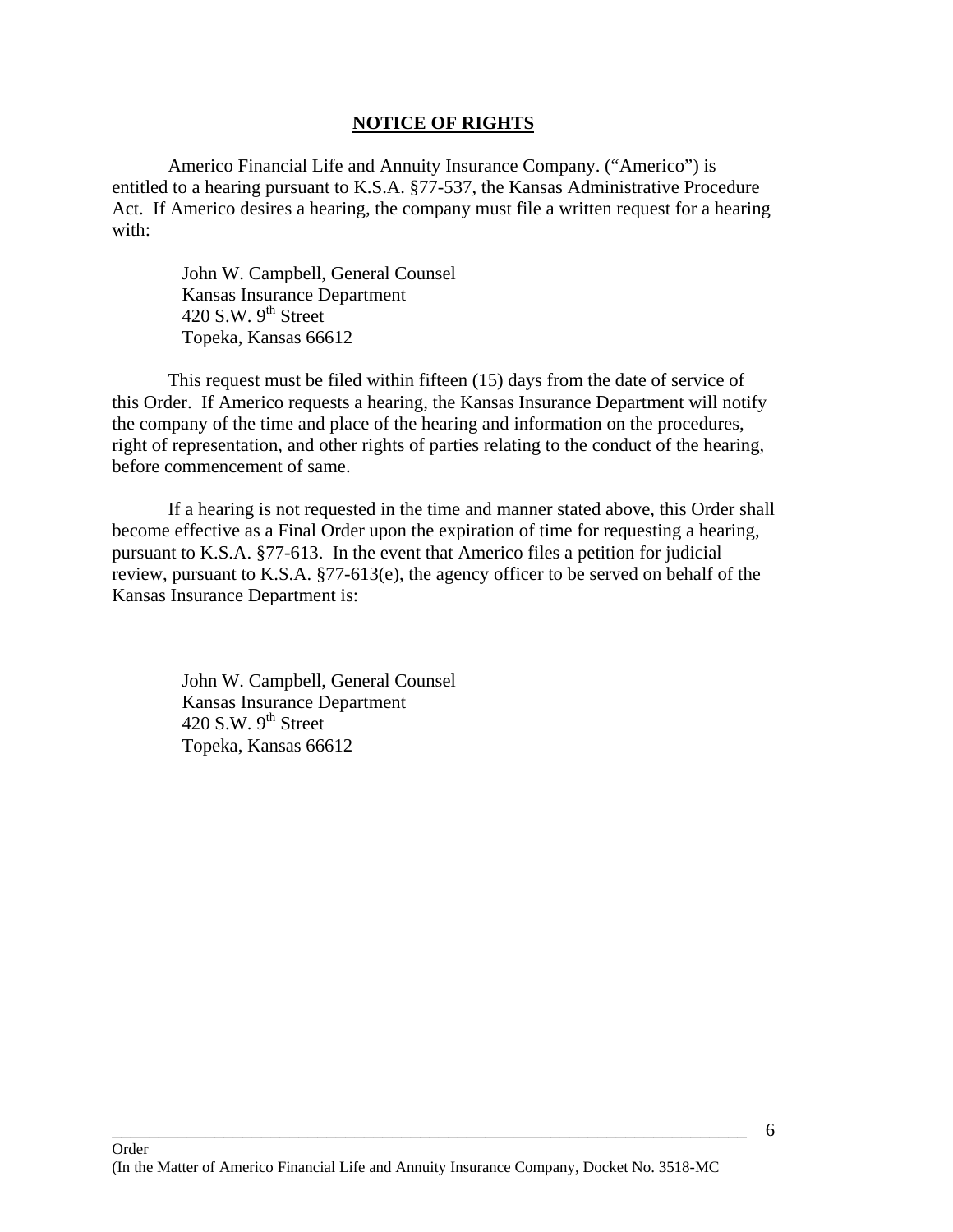## NOTICE OF RIGHTS

Americo Financial Life and Annuity Insurance Company. ("Americo") is entitled to a hearing pursuant to K.S.A. §77-537, the Kansas Administrative Procedure Act. If Americo desires a hearing, the company must file a written request for a hearing with:

John W. Campbell, General Counsel
Kansas Insurance Department
420 S.W. 9th Street
Topeka, Kansas 66612

This request must be filed within fifteen (15) days from the date of service of this Order. If Americo requests a hearing, the Kansas Insurance Department will notify the company of the time and place of the hearing and information on the procedures, right of representation, and other rights of parties relating to the conduct of the hearing, before commencement of same.

If a hearing is not requested in the time and manner stated above, this Order shall become effective as a Final Order upon the expiration of time for requesting a hearing, pursuant to K.S.A. §77-613. In the event that Americo files a petition for judicial review, pursuant to K.S.A. §77-613(e), the agency officer to be served on behalf of the Kansas Insurance Department is:

John W. Campbell, General Counsel
Kansas Insurance Department
420 S.W. 9th Street
Topeka, Kansas 66612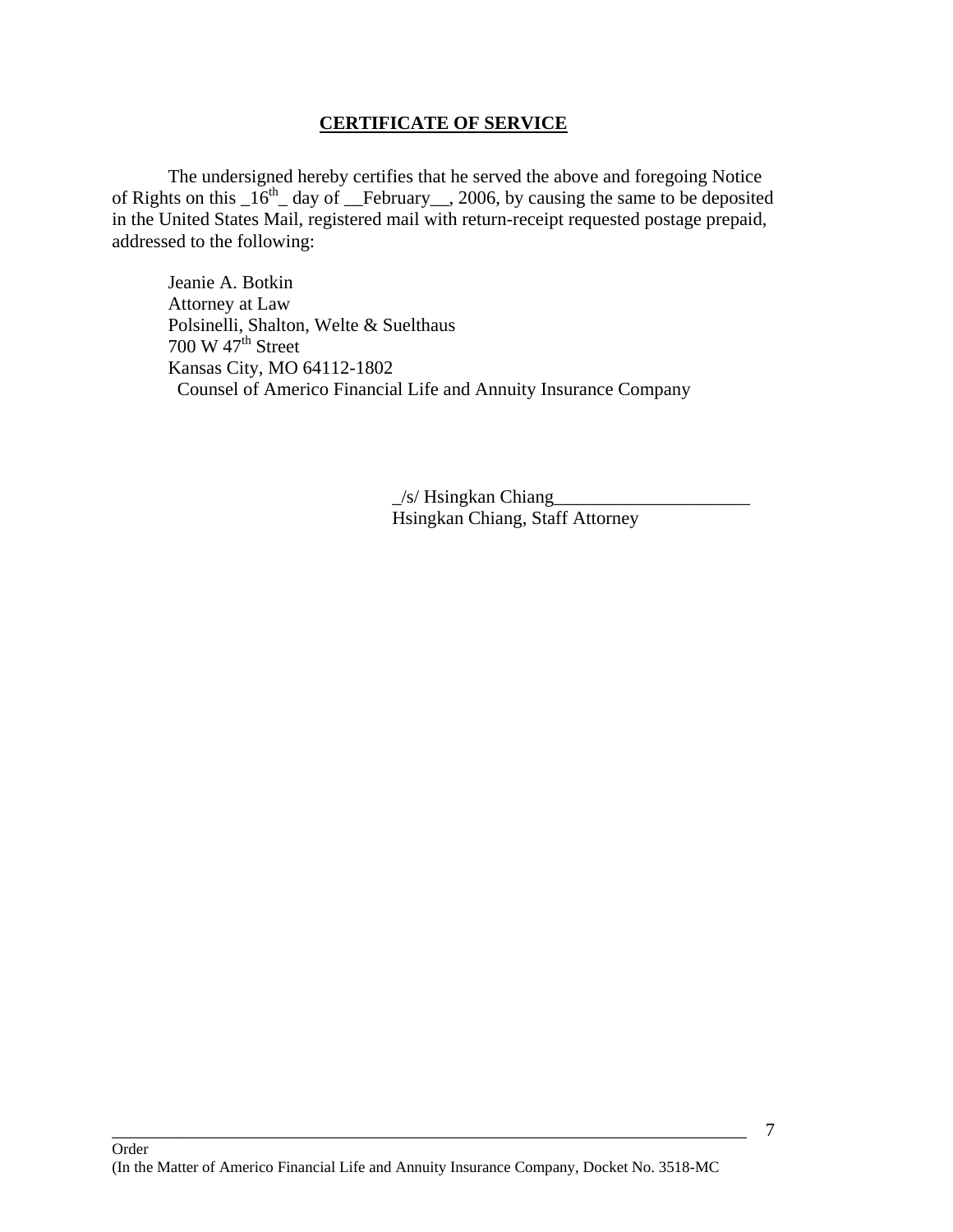## CERTIFICATE OF SERVICE

The undersigned hereby certifies that he served the above and foregoing Notice of Rights on this _16th_ day of __February__, 2006, by causing the same to be deposited in the United States Mail, registered mail with return-receipt requested postage prepaid, addressed to the following:

Jeanie A. Botkin
Attorney at Law
Polsinelli, Shalton, Welte & Suelthaus
700 W 47th Street
Kansas City, MO 64112-1802
Counsel of Americo Financial Life and Annuity Insurance Company

_/s/ Hsingkan Chiang_____________________
Hsingkan Chiang, Staff Attorney